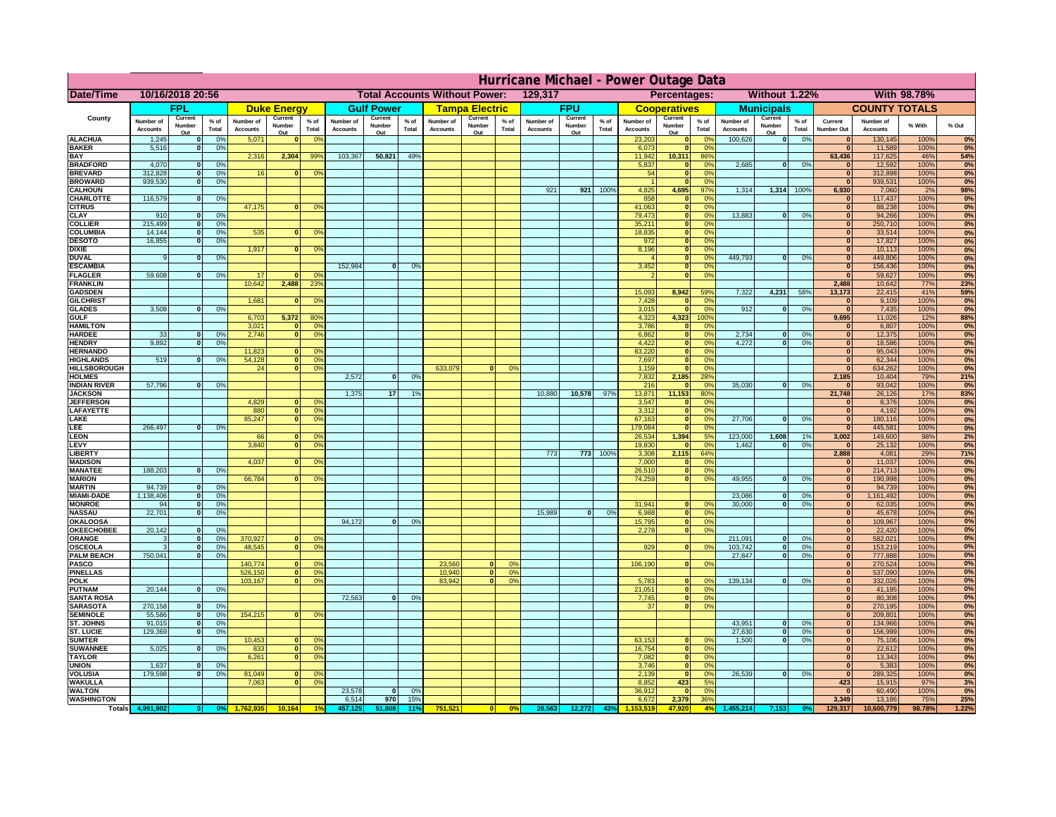# Hurricane Michael - Power Outage Data

| Date/Time | 10/16/2018 20:56 | Total Accounts Without Power: | 129,317 | Percentages: | Without 1.22% | With 98.78% |
|---|---|---|---|---|---|---|

| County | FPL Number of Accounts | FPL Current Number Out | FPL % of Total | Duke Energy Number of Accounts | Duke Energy Current Number Out | Duke Energy % of Total | Gulf Power Number of Accounts | Gulf Power Current Number Out | Gulf Power % of Total | Tampa Electric Number of Accounts | Tampa Electric Current Number Out | Tampa Electric % of Total | FPU Number of Accounts | FPU Current Number Out | FPU % of Total | Cooperatives Number of Accounts | Cooperatives Current Number Out | Cooperatives % of Total | Municipals Number of Accounts | Municipals Current Number Out | Municipals % of Total | Current Number Out | Number of Accounts | % With | % Out |
|---|---|---|---|---|---|---|---|---|---|---|---|---|---|---|---|---|---|---|---|---|---|---|---|---|---|
| ALACHUA | 1,245 | 0 | 0% | 5,071 | 0 | 0% | | | | | | | | | | 23,203 | 0 | 0% | 100,626 | 0 | 0% | 0 | 130,145 | 100% | 0% |
| BAKER | 5,516 | 0 | 0% | | | | | | | | | | | | | 6,073 | 0 | 0% | | | | 0 | 11,589 | 100% | 0% |
| BAY | | | | 2,316 | 2,304 | 99% | 103,367 | 50,821 | 49% | | | | | | | 11,942 | 10,311 | 86% | | | | 63,436 | 117,625 | 46% | 54% |
| BRADFORD | 4,070 | 0 | 0% | | | | | | | | | | | | | 5,837 | 0 | 0% | 2,685 | 0 | 0% | 0 | 12,592 | 100% | 0% |
| BREVARD | 312,828 | 0 | 0% | 16 | 0 | 0% | | | | | | | | | | 54 | 0 | 0% | | | | 0 | 312,898 | 100% | 0% |
| BROWARD | 939,530 | 0 | 0% | | | | | | | | | | | | | 1 | 0 | 0% | | | | 0 | 939,531 | 100% | 0% |
| CALHOUN | | | | | | | | | | | | | 921 | 921 | 100% | 4,825 | 4,695 | 97% | 1,314 | 1,314 | 100% | 6,930 | 7,060 | 2% | 98% |
| CHARLOTTE | 116,579 | 0 | 0% | | | | | | | | | | | | | 858 | 0 | 0% | | | | 0 | 117,437 | 100% | 0% |
| CITRUS | | | | 47,175 | 0 | 0% | | | | | | | | | | 41,063 | 0 | 0% | | | | 0 | 88,238 | 100% | 0% |
| CLAY | 910 | 0 | 0% | | | | | | | | | | | | | 79,473 | 0 | 0% | 13,883 | 0 | 0% | 0 | 94,266 | 100% | 0% |
| COLLIER | 215,499 | 0 | 0% | | | | | | | | | | | | | 35,211 | 0 | 0% | | | | 0 | 250,710 | 100% | 0% |
| COLUMBIA | 14,144 | 0 | 0% | 535 | 0 | 0% | | | | | | | | | | 18,835 | 0 | 0% | | | | 0 | 33,514 | 100% | 0% |
| DESOTO | 16,855 | 0 | 0% | | | | | | | | | | | | | 972 | 0 | 0% | | | | 0 | 17,827 | 100% | 0% |
| DIXIE | | | | 1,917 | 0 | 0% | | | | | | | | | | 8,196 | 0 | 0% | | | | 0 | 10,113 | 100% | 0% |
| DUVAL | 9 | 0 | 0% | | | | | | | | | | | | | 4 | 0 | 0% | 449,793 | 0 | 0% | 0 | 449,806 | 100% | 0% |
| ESCAMBIA | | | | | | | 152,984 | 0 | 0% | | | | | | | 3,452 | 0 | 0% | | | | 0 | 156,436 | 100% | 0% |
| FLAGLER | 59,608 | 0 | 0% | 17 | 0 | 0% | | | | | | | | | | 2 | 0 | 0% | | | | 0 | 59,627 | 100% | 0% |
| FRANKLIN | | | | 10,642 | 2,488 | 23% | | | | | | | | | | | | | | | | 2,488 | 10,642 | 77% | 23% |
| GADSDEN | | | | | | | | | | | | | | | | 15,093 | 8,942 | 59% | 7,322 | 4,231 | 58% | 13,173 | 22,415 | 41% | 59% |
| GILCHRIST | | | | 1,681 | 0 | 0% | | | | | | | | | | 7,428 | 0 | 0% | | | | 0 | 9,109 | 100% | 0% |
| GLADES | 3,508 | 0 | 0% | | | | | | | | | | | | | 3,015 | 0 | 0% | 912 | 0 | 0% | 0 | 7,435 | 100% | 0% |
| GULF | | | | 6,703 | 5,372 | 80% | | | | | | | | | | 4,323 | 4,323 | 100% | | | | 9,695 | 11,026 | 12% | 88% |
| HAMILTON | | | | 3,021 | 0 | 0% | | | | | | | | | | 3,786 | 0 | 0% | | | | 0 | 6,807 | 100% | 0% |
| HARDEE | 33 | 0 | 0% | 2,746 | 0 | 0% | | | | | | | | | | 6,862 | 0 | 0% | 2,734 | 0 | 0% | 0 | 12,375 | 100% | 0% |
| HENDRY | 9,892 | 0 | 0% | | | | | | | | | | | | | 4,422 | 0 | 0% | 4,272 | 0 | 0% | 0 | 18,586 | 100% | 0% |
| HERNANDO | | | | 11,823 | 0 | 0% | | | | | | | | | | 83,220 | 0 | 0% | | | | 0 | 95,043 | 100% | 0% |
| HIGHLANDS | 519 | 0 | 0% | 54,128 | 0 | 0% | | | | | | | | | | 7,697 | 0 | 0% | | | | 0 | 62,344 | 100% | 0% |
| HILLSBOROUGH | | | | 24 | 0 | 0% | | | | 633,079 | 0 | 0% | | | | 1,159 | 0 | 0% | | | | 0 | 634,262 | 100% | 0% |
| HOLMES | | | | | | | 2,572 | 0 | 0% | | | | | | | 7,832 | 2,185 | 28% | | | | 2,185 | 10,404 | 79% | 21% |
| INDIAN RIVER | 57,796 | 0 | 0% | | | | | | | | | | | | | 216 | 0 | 0% | 35,030 | 0 | 0% | 0 | 93,042 | 100% | 0% |
| JACKSON | | | | | | | 1,375 | 17 | 1% | | | | 10,880 | 10,578 | 97% | 13,871 | 11,153 | 80% | | | | 21,748 | 26,126 | 17% | 83% |
| JEFFERSON | | | | 4,829 | 0 | 0% | | | | | | | | | | 3,547 | 0 | 0% | | | | 0 | 8,376 | 100% | 0% |
| LAFAYETTE | | | | 880 | 0 | 0% | | | | | | | | | | 3,312 | 0 | 0% | | | | 0 | 4,192 | 100% | 0% |
| LAKE | | | | 85,247 | 0 | 0% | | | | | | | | | | 67,163 | 0 | 0% | 27,706 | 0 | 0% | 0 | 180,116 | 100% | 0% |
| LEE | 266,497 | 0 | 0% | | | | | | | | | | | | | 179,084 | 0 | 0% | | | | 0 | 445,581 | 100% | 0% |
| LEON | | | | 66 | 0 | 0% | | | | | | | | | | 26,534 | 1,394 | 5% | 123,000 | 1,608 | 1% | 3,002 | 149,600 | 98% | 2% |
| LEVY | | | | 3,840 | 0 | 0% | | | | | | | | | | 19,830 | 0 | 0% | 1,462 | 0 | 0% | 0 | 25,132 | 100% | 0% |
| LIBERTY | | | | | | | | | | | | | 773 | 773 | 100% | 3,308 | 2,115 | 64% | | | | 2,888 | 4,081 | 29% | 71% |
| MADISON | | | | 4,037 | 0 | 0% | | | | | | | | | | 7,000 | 0 | 0% | | | | 0 | 11,037 | 100% | 0% |
| MANATEE | 188,203 | 0 | 0% | | | | | | | | | | | | | 26,510 | 0 | 0% | | | | 0 | 214,713 | 100% | 0% |
| MARION | | | | 66,784 | 0 | 0% | | | | | | | | | | 74,259 | 0 | 0% | 49,955 | 0 | 0% | 0 | 190,998 | 100% | 0% |
| MARTIN | 94,739 | 0 | 0% | | | | | | | | | | | | | | | | | | | 0 | 94,739 | 100% | 0% |
| MIAMI-DADE | 1,138,406 | 0 | 0% | | | | | | | | | | | | | | | | 23,086 | 0 | 0% | 0 | 1,161,492 | 100% | 0% |
| MONROE | 94 | 0 | 0% | | | | | | | | | | | | | 31,941 | 0 | 0% | 30,000 | 0 | 0% | 0 | 62,035 | 100% | 0% |
| NASSAU | 22,701 | 0 | 0% | | | | | | | | | | 15,989 | 0 | 0% | 6,988 | 0 | 0% | | | | 0 | 45,678 | 100% | 0% |
| OKALOOSA | | | | | | | 94,172 | 0 | 0% | | | | | | | 15,795 | 0 | 0% | | | | 0 | 109,967 | 100% | 0% |
| OKEECHOBEE | 20,142 | 0 | 0% | | | | | | | | | | | | | 2,278 | 0 | 0% | | | | 0 | 22,420 | 100% | 0% |
| ORANGE | 3 | 0 | 0% | 370,927 | 0 | 0% | | | | | | | | | | | | | 211,091 | 0 | 0% | 0 | 582,021 | 100% | 0% |
| OSCEOLA | 3 | 0 | 0% | 48,545 | 0 | 0% | | | | | | | | | | 929 | 0 | 0% | 103,742 | 0 | 0% | 0 | 153,219 | 100% | 0% |
| PALM BEACH | 750,041 | 0 | 0% | | | | | | | | | | | | | | | | 27,847 | 0 | 0% | 0 | 777,888 | 100% | 0% |
| PASCO | | | | 140,774 | 0 | 0% | | | | 23,560 | 0 | 0% | | | | 106,190 | 0 | 0% | | | | 0 | 270,524 | 100% | 0% |
| PINELLAS | | | | 526,150 | 0 | 0% | | | | 10,940 | 0 | 0% | | | | | | | | | | 0 | 537,090 | 100% | 0% |
| POLK | | | | 103,167 | 0 | 0% | | | | 83,942 | 0 | 0% | | | | 5,783 | 0 | 0% | 139,134 | 0 | 0% | 0 | 332,026 | 100% | 0% |
| PUTNAM | 20,144 | 0 | 0% | | | | | | | | | | | | | 21,051 | 0 | 0% | | | | 0 | 41,195 | 100% | 0% |
| SANTA ROSA | | | | | | | 72,563 | 0 | 0% | | | | | | | 7,745 | 0 | 0% | | | | 0 | 80,308 | 100% | 0% |
| SARASOTA | 270,158 | 0 | 0% | | | | | | | | | | | | | 37 | 0 | 0% | | | | 0 | 270,195 | 100% | 0% |
| SEMINOLE | 55,586 | 0 | 0% | 154,215 | 0 | 0% | | | | | | | | | | | | | | | | 0 | 209,801 | 100% | 0% |
| ST. JOHNS | 91,015 | 0 | 0% | | | | | | | | | | | | | | | | 43,951 | 0 | 0% | 0 | 134,966 | 100% | 0% |
| ST. LUCIE | 129,369 | 0 | 0% | | | | | | | | | | | | | | | | 27,630 | 0 | 0% | 0 | 156,999 | 100% | 0% |
| SUMTER | | | | 10,453 | 0 | 0% | | | | | | | | | | 63,153 | 0 | 0% | 1,500 | 0 | 0% | 0 | 75,106 | 100% | 0% |
| SUWANNEE | 5,025 | 0 | 0% | 833 | 0 | 0% | | | | | | | | | | 16,754 | 0 | 0% | | | | 0 | 22,612 | 100% | 0% |
| TAYLOR | | | | 6,261 | 0 | 0% | | | | | | | | | | 7,082 | 0 | 0% | | | | 0 | 13,343 | 100% | 0% |
| UNION | 1,637 | 0 | 0% | | | | | | | | | | | | | 3,746 | 0 | 0% | | | | 0 | 5,383 | 100% | 0% |
| VOLUSIA | 179,598 | 0 | 0% | 81,049 | 0 | 0% | | | | | | | | | | 2,139 | 0 | 0% | 26,539 | 0 | 0% | 0 | 289,325 | 100% | 0% |
| WAKULLA | | | | 7,063 | 0 | 0% | | | | | | | | | | 8,852 | 423 | 5% | | | | 423 | 15,915 | 97% | 3% |
| WALTON | | | | | | | 23,578 | 0 | 0% | | | | | | | 36,912 | 0 | 0% | | | | 0 | 60,490 | 100% | 0% |
| WASHINGTON | | | | | | | 6,514 | 970 | 15% | | | | | | | 6,672 | 2,379 | 36% | | | | 3,349 | 13,186 | 75% | 25% |
| Totals | 4,991,902 | 0 | 0% | 1,762,935 | 10,164 | 1% | 457,125 | 51,808 | 11% | 751,521 | 0 | 0% | 28,563 | 12,272 | 43% | 1,153,519 | 47,920 | 4% | 1,455,214 | 7,153 | 0% | 129,317 | 10,600,779 | 98.78% | 1.22% |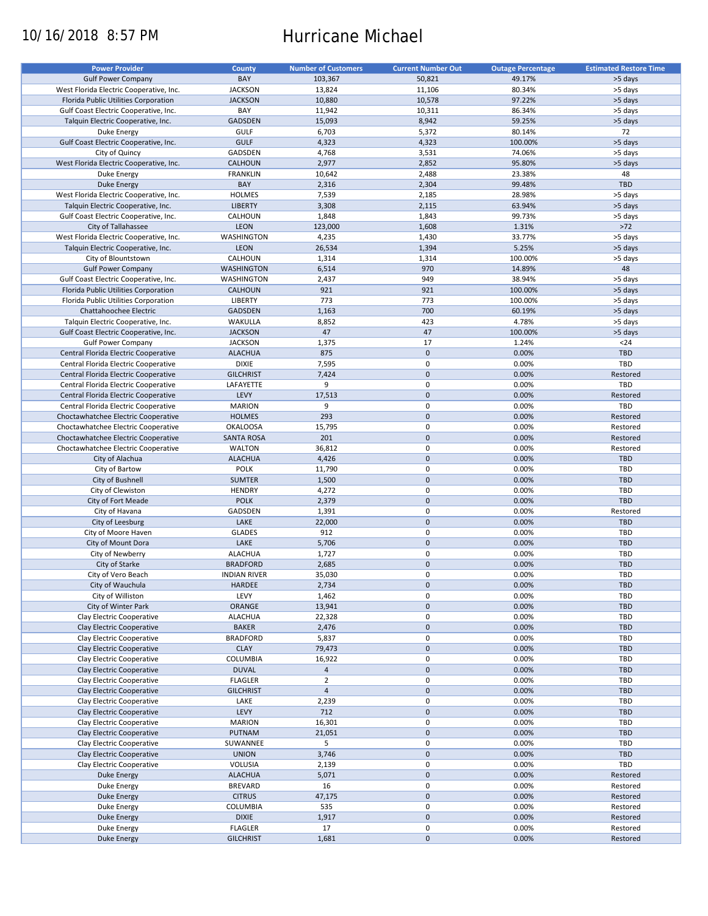10/16/2018 8:57 PM

# Hurricane Michael

| Power Provider | County | Number of Customers | Current Number Out | Outage Percentage | Estimated Restore Time |
|---|---|---|---|---|---|
| Gulf Power Company | BAY | 103,367 | 50,821 | 49.17% | >5 days |
| West Florida Electric Cooperative, Inc. | JACKSON | 13,824 | 11,106 | 80.34% | >5 days |
| Florida Public Utilities Corporation | JACKSON | 10,880 | 10,578 | 97.22% | >5 days |
| Gulf Coast Electric Cooperative, Inc. | BAY | 11,942 | 10,311 | 86.34% | >5 days |
| Talquin Electric Cooperative, Inc. | GADSDEN | 15,093 | 8,942 | 59.25% | >5 days |
| Duke Energy | GULF | 6,703 | 5,372 | 80.14% | 72 |
| Gulf Coast Electric Cooperative, Inc. | GULF | 4,323 | 4,323 | 100.00% | >5 days |
| City of Quincy | GADSDEN | 4,768 | 3,531 | 74.06% | >5 days |
| West Florida Electric Cooperative, Inc. | CALHOUN | 2,977 | 2,852 | 95.80% | >5 days |
| Duke Energy | FRANKLIN | 10,642 | 2,488 | 23.38% | 48 |
| Duke Energy | BAY | 2,316 | 2,304 | 99.48% | TBD |
| West Florida Electric Cooperative, Inc. | HOLMES | 7,539 | 2,185 | 28.98% | >5 days |
| Talquin Electric Cooperative, Inc. | LIBERTY | 3,308 | 2,115 | 63.94% | >5 days |
| Gulf Coast Electric Cooperative, Inc. | CALHOUN | 1,848 | 1,843 | 99.73% | >5 days |
| City of Tallahassee | LEON | 123,000 | 1,608 | 1.31% | >72 |
| West Florida Electric Cooperative, Inc. | WASHINGTON | 4,235 | 1,430 | 33.77% | >5 days |
| Talquin Electric Cooperative, Inc. | LEON | 26,534 | 1,394 | 5.25% | >5 days |
| City of Blountstown | CALHOUN | 1,314 | 1,314 | 100.00% | >5 days |
| Gulf Power Company | WASHINGTON | 6,514 | 970 | 14.89% | 48 |
| Gulf Coast Electric Cooperative, Inc. | WASHINGTON | 2,437 | 949 | 38.94% | >5 days |
| Florida Public Utilities Corporation | CALHOUN | 921 | 921 | 100.00% | >5 days |
| Florida Public Utilities Corporation | LIBERTY | 773 | 773 | 100.00% | >5 days |
| Chattahoochee Electric | GADSDEN | 1,163 | 700 | 60.19% | >5 days |
| Talquin Electric Cooperative, Inc. | WAKULLA | 8,852 | 423 | 4.78% | >5 days |
| Gulf Coast Electric Cooperative, Inc. | JACKSON | 47 | 47 | 100.00% | >5 days |
| Gulf Power Company | JACKSON | 1,375 | 17 | 1.24% | <24 |
| Central Florida Electric Cooperative | ALACHUA | 875 | 0 | 0.00% | TBD |
| Central Florida Electric Cooperative | DIXIE | 7,595 | 0 | 0.00% | TBD |
| Central Florida Electric Cooperative | GILCHRIST | 7,424 | 0 | 0.00% | Restored |
| Central Florida Electric Cooperative | LAFAYETTE | 9 | 0 | 0.00% | TBD |
| Central Florida Electric Cooperative | LEVY | 17,513 | 0 | 0.00% | Restored |
| Central Florida Electric Cooperative | MARION | 9 | 0 | 0.00% | TBD |
| Choctawhatchee Electric Cooperative | HOLMES | 293 | 0 | 0.00% | Restored |
| Choctawhatchee Electric Cooperative | OKALOOSA | 15,795 | 0 | 0.00% | Restored |
| Choctawhatchee Electric Cooperative | SANTA ROSA | 201 | 0 | 0.00% | Restored |
| Choctawhatchee Electric Cooperative | WALTON | 36,812 | 0 | 0.00% | Restored |
| City of Alachua | ALACHUA | 4,426 | 0 | 0.00% | TBD |
| City of Bartow | POLK | 11,790 | 0 | 0.00% | TBD |
| City of Bushnell | SUMTER | 1,500 | 0 | 0.00% | TBD |
| City of Clewiston | HENDRY | 4,272 | 0 | 0.00% | TBD |
| City of Fort Meade | POLK | 2,379 | 0 | 0.00% | TBD |
| City of Havana | GADSDEN | 1,391 | 0 | 0.00% | Restored |
| City of Leesburg | LAKE | 22,000 | 0 | 0.00% | TBD |
| City of Moore Haven | GLADES | 912 | 0 | 0.00% | TBD |
| City of Mount Dora | LAKE | 5,706 | 0 | 0.00% | TBD |
| City of Newberry | ALACHUA | 1,727 | 0 | 0.00% | TBD |
| City of Starke | BRADFORD | 2,685 | 0 | 0.00% | TBD |
| City of Vero Beach | INDIAN RIVER | 35,030 | 0 | 0.00% | TBD |
| City of Wauchula | HARDEE | 2,734 | 0 | 0.00% | TBD |
| City of Williston | LEVY | 1,462 | 0 | 0.00% | TBD |
| City of Winter Park | ORANGE | 13,941 | 0 | 0.00% | TBD |
| Clay Electric Cooperative | ALACHUA | 22,328 | 0 | 0.00% | TBD |
| Clay Electric Cooperative | BAKER | 2,476 | 0 | 0.00% | TBD |
| Clay Electric Cooperative | BRADFORD | 5,837 | 0 | 0.00% | TBD |
| Clay Electric Cooperative | CLAY | 79,473 | 0 | 0.00% | TBD |
| Clay Electric Cooperative | COLUMBIA | 16,922 | 0 | 0.00% | TBD |
| Clay Electric Cooperative | DUVAL | 4 | 0 | 0.00% | TBD |
| Clay Electric Cooperative | FLAGLER | 2 | 0 | 0.00% | TBD |
| Clay Electric Cooperative | GILCHRIST | 4 | 0 | 0.00% | TBD |
| Clay Electric Cooperative | LAKE | 2,239 | 0 | 0.00% | TBD |
| Clay Electric Cooperative | LEVY | 712 | 0 | 0.00% | TBD |
| Clay Electric Cooperative | MARION | 16,301 | 0 | 0.00% | TBD |
| Clay Electric Cooperative | PUTNAM | 21,051 | 0 | 0.00% | TBD |
| Clay Electric Cooperative | SUWANNEE | 5 | 0 | 0.00% | TBD |
| Clay Electric Cooperative | UNION | 3,746 | 0 | 0.00% | TBD |
| Clay Electric Cooperative | VOLUSIA | 2,139 | 0 | 0.00% | TBD |
| Duke Energy | ALACHUA | 5,071 | 0 | 0.00% | Restored |
| Duke Energy | BREVARD | 16 | 0 | 0.00% | Restored |
| Duke Energy | CITRUS | 47,175 | 0 | 0.00% | Restored |
| Duke Energy | COLUMBIA | 535 | 0 | 0.00% | Restored |
| Duke Energy | DIXIE | 1,917 | 0 | 0.00% | Restored |
| Duke Energy | FLAGLER | 17 | 0 | 0.00% | Restored |
| Duke Energy | GILCHRIST | 1,681 | 0 | 0.00% | Restored |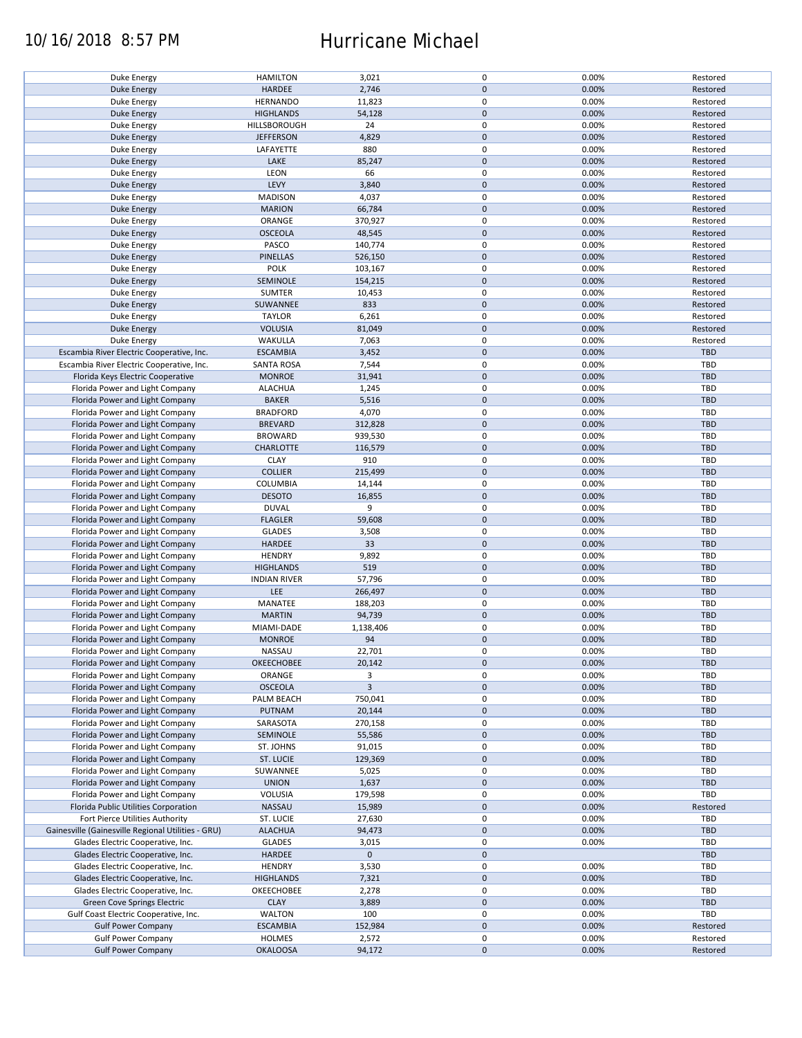| | | | | | |
|---|---|---|---|---|---|
| Duke Energy | HAMILTON | 3,021 | 0 | 0.00% | Restored |
| Duke Energy | HARDEE | 2,746 | 0 | 0.00% | Restored |
| Duke Energy | HERNANDO | 11,823 | 0 | 0.00% | Restored |
| Duke Energy | HIGHLANDS | 54,128 | 0 | 0.00% | Restored |
| Duke Energy | HILLSBOROUGH | 24 | 0 | 0.00% | Restored |
| Duke Energy | JEFFERSON | 4,829 | 0 | 0.00% | Restored |
| Duke Energy | LAFAYETTE | 880 | 0 | 0.00% | Restored |
| Duke Energy | LAKE | 85,247 | 0 | 0.00% | Restored |
| Duke Energy | LEON | 66 | 0 | 0.00% | Restored |
| Duke Energy | LEVY | 3,840 | 0 | 0.00% | Restored |
| Duke Energy | MADISON | 4,037 | 0 | 0.00% | Restored |
| Duke Energy | MARION | 66,784 | 0 | 0.00% | Restored |
| Duke Energy | ORANGE | 370,927 | 0 | 0.00% | Restored |
| Duke Energy | OSCEOLA | 48,545 | 0 | 0.00% | Restored |
| Duke Energy | PASCO | 140,774 | 0 | 0.00% | Restored |
| Duke Energy | PINELLAS | 526,150 | 0 | 0.00% | Restored |
| Duke Energy | POLK | 103,167 | 0 | 0.00% | Restored |
| Duke Energy | SEMINOLE | 154,215 | 0 | 0.00% | Restored |
| Duke Energy | SUMTER | 10,453 | 0 | 0.00% | Restored |
| Duke Energy | SUWANNEE | 833 | 0 | 0.00% | Restored |
| Duke Energy | TAYLOR | 6,261 | 0 | 0.00% | Restored |
| Duke Energy | VOLUSIA | 81,049 | 0 | 0.00% | Restored |
| Duke Energy | WAKULLA | 7,063 | 0 | 0.00% | Restored |
| Escambia River Electric Cooperative, Inc. | ESCAMBIA | 3,452 | 0 | 0.00% | TBD |
| Escambia River Electric Cooperative, Inc. | SANTA ROSA | 7,544 | 0 | 0.00% | TBD |
| Florida Keys Electric Cooperative | MONROE | 31,941 | 0 | 0.00% | TBD |
| Florida Power and Light Company | ALACHUA | 1,245 | 0 | 0.00% | TBD |
| Florida Power and Light Company | BAKER | 5,516 | 0 | 0.00% | TBD |
| Florida Power and Light Company | BRADFORD | 4,070 | 0 | 0.00% | TBD |
| Florida Power and Light Company | BREVARD | 312,828 | 0 | 0.00% | TBD |
| Florida Power and Light Company | BROWARD | 939,530 | 0 | 0.00% | TBD |
| Florida Power and Light Company | CHARLOTTE | 116,579 | 0 | 0.00% | TBD |
| Florida Power and Light Company | CLAY | 910 | 0 | 0.00% | TBD |
| Florida Power and Light Company | COLLIER | 215,499 | 0 | 0.00% | TBD |
| Florida Power and Light Company | COLUMBIA | 14,144 | 0 | 0.00% | TBD |
| Florida Power and Light Company | DESOTO | 16,855 | 0 | 0.00% | TBD |
| Florida Power and Light Company | DUVAL | 9 | 0 | 0.00% | TBD |
| Florida Power and Light Company | FLAGLER | 59,608 | 0 | 0.00% | TBD |
| Florida Power and Light Company | GLADES | 3,508 | 0 | 0.00% | TBD |
| Florida Power and Light Company | HARDEE | 33 | 0 | 0.00% | TBD |
| Florida Power and Light Company | HENDRY | 9,892 | 0 | 0.00% | TBD |
| Florida Power and Light Company | HIGHLANDS | 519 | 0 | 0.00% | TBD |
| Florida Power and Light Company | INDIAN RIVER | 57,796 | 0 | 0.00% | TBD |
| Florida Power and Light Company | LEE | 266,497 | 0 | 0.00% | TBD |
| Florida Power and Light Company | MANATEE | 188,203 | 0 | 0.00% | TBD |
| Florida Power and Light Company | MARTIN | 94,739 | 0 | 0.00% | TBD |
| Florida Power and Light Company | MIAMI-DADE | 1,138,406 | 0 | 0.00% | TBD |
| Florida Power and Light Company | MONROE | 94 | 0 | 0.00% | TBD |
| Florida Power and Light Company | NASSAU | 22,701 | 0 | 0.00% | TBD |
| Florida Power and Light Company | OKEECHOBEE | 20,142 | 0 | 0.00% | TBD |
| Florida Power and Light Company | ORANGE | 3 | 0 | 0.00% | TBD |
| Florida Power and Light Company | OSCEOLA | 3 | 0 | 0.00% | TBD |
| Florida Power and Light Company | PALM BEACH | 750,041 | 0 | 0.00% | TBD |
| Florida Power and Light Company | PUTNAM | 20,144 | 0 | 0.00% | TBD |
| Florida Power and Light Company | SARASOTA | 270,158 | 0 | 0.00% | TBD |
| Florida Power and Light Company | SEMINOLE | 55,586 | 0 | 0.00% | TBD |
| Florida Power and Light Company | ST. JOHNS | 91,015 | 0 | 0.00% | TBD |
| Florida Power and Light Company | ST. LUCIE | 129,369 | 0 | 0.00% | TBD |
| Florida Power and Light Company | SUWANNEE | 5,025 | 0 | 0.00% | TBD |
| Florida Power and Light Company | UNION | 1,637 | 0 | 0.00% | TBD |
| Florida Power and Light Company | VOLUSIA | 179,598 | 0 | 0.00% | TBD |
| Florida Public Utilities Corporation | NASSAU | 15,989 | 0 | 0.00% | Restored |
| Fort Pierce Utilities Authority | ST. LUCIE | 27,630 | 0 | 0.00% | TBD |
| Gainesville (Gainesville Regional Utilities - GRU) | ALACHUA | 94,473 | 0 | 0.00% | TBD |
| Glades Electric Cooperative, Inc. | GLADES | 3,015 | 0 | 0.00% | TBD |
| Glades Electric Cooperative, Inc. | HARDEE | 0 | 0 | | TBD |
| Glades Electric Cooperative, Inc. | HENDRY | 3,530 | 0 | 0.00% | TBD |
| Glades Electric Cooperative, Inc. | HIGHLANDS | 7,321 | 0 | 0.00% | TBD |
| Glades Electric Cooperative, Inc. | OKEECHOBEE | 2,278 | 0 | 0.00% | TBD |
| Green Cove Springs Electric | CLAY | 3,889 | 0 | 0.00% | TBD |
| Gulf Coast Electric Cooperative, Inc. | WALTON | 100 | 0 | 0.00% | TBD |
| Gulf Power Company | ESCAMBIA | 152,984 | 0 | 0.00% | Restored |
| Gulf Power Company | HOLMES | 2,572 | 0 | 0.00% | Restored |
| Gulf Power Company | OKALOOSA | 94,172 | 0 | 0.00% | Restored |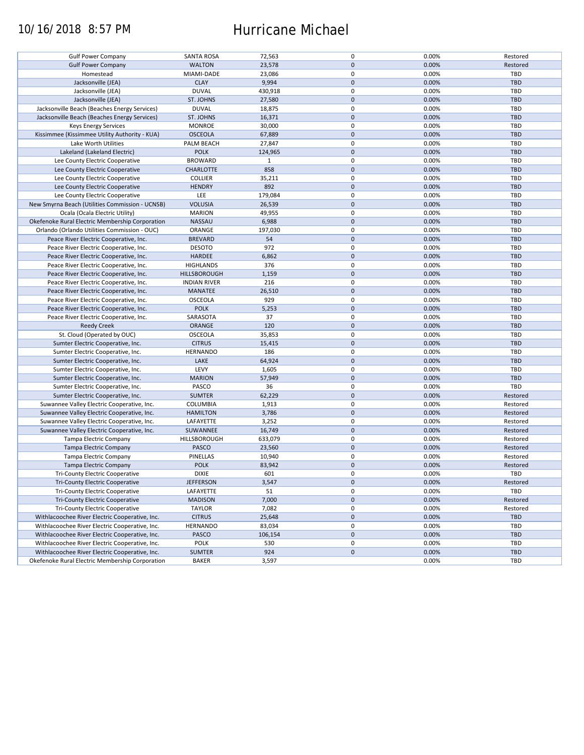| | | | | | |
|---|---|---|---|---|---|
| Gulf Power Company | SANTA ROSA | 72,563 | 0 | 0.00% | Restored |
| Gulf Power Company | WALTON | 23,578 | 0 | 0.00% | Restored |
| Homestead | MIAMI-DADE | 23,086 | 0 | 0.00% | TBD |
| Jacksonville (JEA) | CLAY | 9,994 | 0 | 0.00% | TBD |
| Jacksonville (JEA) | DUVAL | 430,918 | 0 | 0.00% | TBD |
| Jacksonville (JEA) | ST. JOHNS | 27,580 | 0 | 0.00% | TBD |
| Jacksonville Beach (Beaches Energy Services) | DUVAL | 18,875 | 0 | 0.00% | TBD |
| Jacksonville Beach (Beaches Energy Services) | ST. JOHNS | 16,371 | 0 | 0.00% | TBD |
| Keys Energy Services | MONROE | 30,000 | 0 | 0.00% | TBD |
| Kissimmee (Kissimmee Utility Authority - KUA) | OSCEOLA | 67,889 | 0 | 0.00% | TBD |
| Lake Worth Utilities | PALM BEACH | 27,847 | 0 | 0.00% | TBD |
| Lakeland (Lakeland Electric) | POLK | 124,965 | 0 | 0.00% | TBD |
| Lee County Electric Cooperative | BROWARD | 1 | 0 | 0.00% | TBD |
| Lee County Electric Cooperative | CHARLOTTE | 858 | 0 | 0.00% | TBD |
| Lee County Electric Cooperative | COLLIER | 35,211 | 0 | 0.00% | TBD |
| Lee County Electric Cooperative | HENDRY | 892 | 0 | 0.00% | TBD |
| Lee County Electric Cooperative | LEE | 179,084 | 0 | 0.00% | TBD |
| New Smyrna Beach (Utilities Commission - UCNSB) | VOLUSIA | 26,539 | 0 | 0.00% | TBD |
| Ocala (Ocala Electric Utility) | MARION | 49,955 | 0 | 0.00% | TBD |
| Okefenoke Rural Electric Membership Corporation | NASSAU | 6,988 | 0 | 0.00% | TBD |
| Orlando (Orlando Utilities Commission - OUC) | ORANGE | 197,030 | 0 | 0.00% | TBD |
| Peace River Electric Cooperative, Inc. | BREVARD | 54 | 0 | 0.00% | TBD |
| Peace River Electric Cooperative, Inc. | DESOTO | 972 | 0 | 0.00% | TBD |
| Peace River Electric Cooperative, Inc. | HARDEE | 6,862 | 0 | 0.00% | TBD |
| Peace River Electric Cooperative, Inc. | HIGHLANDS | 376 | 0 | 0.00% | TBD |
| Peace River Electric Cooperative, Inc. | HILLSBOROUGH | 1,159 | 0 | 0.00% | TBD |
| Peace River Electric Cooperative, Inc. | INDIAN RIVER | 216 | 0 | 0.00% | TBD |
| Peace River Electric Cooperative, Inc. | MANATEE | 26,510 | 0 | 0.00% | TBD |
| Peace River Electric Cooperative, Inc. | OSCEOLA | 929 | 0 | 0.00% | TBD |
| Peace River Electric Cooperative, Inc. | POLK | 5,253 | 0 | 0.00% | TBD |
| Peace River Electric Cooperative, Inc. | SARASOTA | 37 | 0 | 0.00% | TBD |
| Reedy Creek | ORANGE | 120 | 0 | 0.00% | TBD |
| St. Cloud (Operated by OUC) | OSCEOLA | 35,853 | 0 | 0.00% | TBD |
| Sumter Electric Cooperative, Inc. | CITRUS | 15,415 | 0 | 0.00% | TBD |
| Sumter Electric Cooperative, Inc. | HERNANDO | 186 | 0 | 0.00% | TBD |
| Sumter Electric Cooperative, Inc. | LAKE | 64,924 | 0 | 0.00% | TBD |
| Sumter Electric Cooperative, Inc. | LEVY | 1,605 | 0 | 0.00% | TBD |
| Sumter Electric Cooperative, Inc. | MARION | 57,949 | 0 | 0.00% | TBD |
| Sumter Electric Cooperative, Inc. | PASCO | 36 | 0 | 0.00% | TBD |
| Sumter Electric Cooperative, Inc. | SUMTER | 62,229 | 0 | 0.00% | Restored |
| Suwannee Valley Electric Cooperative, Inc. | COLUMBIA | 1,913 | 0 | 0.00% | Restored |
| Suwannee Valley Electric Cooperative, Inc. | HAMILTON | 3,786 | 0 | 0.00% | Restored |
| Suwannee Valley Electric Cooperative, Inc. | LAFAYETTE | 3,252 | 0 | 0.00% | Restored |
| Suwannee Valley Electric Cooperative, Inc. | SUWANNEE | 16,749 | 0 | 0.00% | Restored |
| Tampa Electric Company | HILLSBOROUGH | 633,079 | 0 | 0.00% | Restored |
| Tampa Electric Company | PASCO | 23,560 | 0 | 0.00% | Restored |
| Tampa Electric Company | PINELLAS | 10,940 | 0 | 0.00% | Restored |
| Tampa Electric Company | POLK | 83,942 | 0 | 0.00% | Restored |
| Tri-County Electric Cooperative | DIXIE | 601 | 0 | 0.00% | TBD |
| Tri-County Electric Cooperative | JEFFERSON | 3,547 | 0 | 0.00% | Restored |
| Tri-County Electric Cooperative | LAFAYETTE | 51 | 0 | 0.00% | TBD |
| Tri-County Electric Cooperative | MADISON | 7,000 | 0 | 0.00% | Restored |
| Tri-County Electric Cooperative | TAYLOR | 7,082 | 0 | 0.00% | Restored |
| Withlacoochee River Electric Cooperative, Inc. | CITRUS | 25,648 | 0 | 0.00% | TBD |
| Withlacoochee River Electric Cooperative, Inc. | HERNANDO | 83,034 | 0 | 0.00% | TBD |
| Withlacoochee River Electric Cooperative, Inc. | PASCO | 106,154 | 0 | 0.00% | TBD |
| Withlacoochee River Electric Cooperative, Inc. | POLK | 530 | 0 | 0.00% | TBD |
| Withlacoochee River Electric Cooperative, Inc. | SUMTER | 924 | 0 | 0.00% | TBD |
| Okefenoke Rural Electric Membership Corporation | BAKER | 3,597 | | 0.00% | TBD |